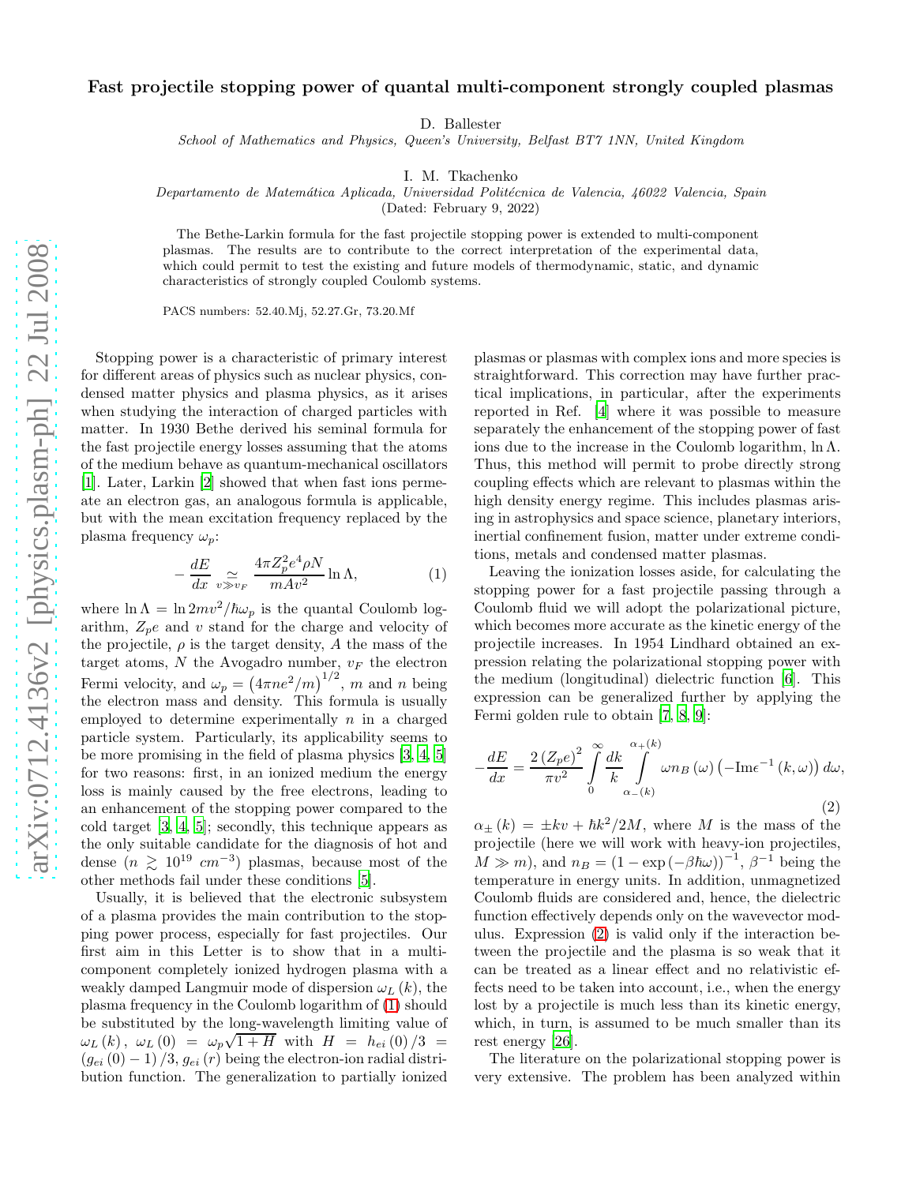# Fast projectile stopping power of quantal multi-component strongly coupled plasmas

D. Ballester

*School of Mathematics and Physics, Queen's University, Belfast BT7 1NN, United Kingdom*

I. M. Tkachenko

*Departamento de Matemática Aplicada, Universidad Politécnica de Valencia, 46022 Valencia, Spain*

(Dated: February 9, 2022)

The Bethe-Larkin formula for the fast projectile stopping power is extended to multi-component plasmas. The results are to contribute to the correct interpretation of the experimental data, which could permit to test the existing and future models of thermodynamic, static, and dynamic characteristics of strongly coupled Coulomb systems.

PACS numbers: 52.40.Mj, 52.27.Gr, 73.20.Mf

Stopping power is a characteristic of primary interest for different areas of physics such as nuclear physics, condensed matter physics and plasma physics, as it arises when studying the interaction of charged particles with matter. In 1930 Bethe derived his seminal formula for the fast projectile energy losses assuming that the atoms of the medium behave as quantum-mechanical oscillators [1]. Later, Larkin [2] showed that when fast ions permeate an electron gas, an analogous formula is applicable, but with the mean excitation frequency replaced by the plasma frequency $\omega_p$:

$$-\frac{dE}{dx} \underset{v \gg v_F}{\simeq} \frac{4\pi Z_p^2 e^4 \rho N}{mAv^2} \ln \Lambda, \tag{1}$$

where $\ln \Lambda = \ln 2mv^2/\hbar\omega_p$ is the quantal Coulomb logarithm, $Z_p e$ and $v$ stand for the charge and velocity of the projectile, $\rho$ is the target density, $A$ the mass of the target atoms, $N$ the Avogadro number, $v_F$ the electron Fermi velocity, and $\omega_p = \left(4\pi n e^2/m\right)^{1/2}$, $m$ and $n$ being the electron mass and density. This formula is usually employed to determine experimentally $n$ in a charged particle system. Particularly, its applicability seems to be more promising in the field of plasma physics [3, 4, 5] for two reasons: first, in an ionized medium the energy loss is mainly caused by the free electrons, leading to an enhancement of the stopping power compared to the cold target [3, 4, 5]; secondly, this technique appears as the only suitable candidate for the diagnosis of hot and dense ($n \gtrsim 10^{19}\ cm^{-3}$) plasmas, because most of the other methods fail under these conditions [5].

Usually, it is believed that the electronic subsystem of a plasma provides the main contribution to the stopping power process, especially for fast projectiles. Our first aim in this Letter is to show that in a multi-component completely ionized hydrogen plasma with a weakly damped Langmuir mode of dispersion $\omega_L(k)$, the plasma frequency in the Coulomb logarithm of (1) should be substituted by the long-wavelength limiting value of $\omega_L(k)$, $\omega_L(0) = \omega_p\sqrt{1+H}$ with $H = h_{ei}(0)/3 = (g_{ei}(0)-1)/3$, $g_{ei}(r)$ being the electron-ion radial distribution function. The generalization to partially ionized plasmas or plasmas with complex ions and more species is straightforward. This correction may have further practical implications, in particular, after the experiments reported in Ref. [4] where it was possible to measure separately the enhancement of the stopping power of fast ions due to the increase in the Coulomb logarithm, $\ln\Lambda$. Thus, this method will permit to probe directly strong coupling effects which are relevant to plasmas within the high density energy regime. This includes plasmas arising in astrophysics and space science, planetary interiors, inertial confinement fusion, matter under extreme conditions, metals and condensed matter plasmas.

Leaving the ionization losses aside, for calculating the stopping power for a fast projectile passing through a Coulomb fluid we will adopt the polarizational picture, which becomes more accurate as the kinetic energy of the projectile increases. In 1954 Lindhard obtained an expression relating the polarizational stopping power with the medium (longitudinal) dielectric function [6]. This expression can be generalized further by applying the Fermi golden rule to obtain [7, 8, 9]:

$$-\frac{dE}{dx} = \frac{2\left(Z_p e\right)^2}{\pi v^2} \int_0^\infty \frac{dk}{k} \int_{\alpha_-(k)}^{\alpha_+(k)} \omega n_B(\omega) \left(-\mathrm{Im}\epsilon^{-1}(k,\omega)\right) d\omega, \tag{2}$$

$\alpha_\pm(k) = \pm kv + \hbar k^2/2M$, where $M$ is the mass of the projectile (here we will work with heavy-ion projectiles, $M \gg m$), and $n_B = \left(1 - \exp(-\beta\hbar\omega)\right)^{-1}$, $\beta^{-1}$ being the temperature in energy units. In addition, unmagnetized Coulomb fluids are considered and, hence, the dielectric function effectively depends only on the wavevector modulus. Expression (2) is valid only if the interaction between the projectile and the plasma is so weak that it can be treated as a linear effect and no relativistic effects need to be taken into account, i.e., when the energy lost by a projectile is much less than its kinetic energy, which, in turn, is assumed to be much smaller than its rest energy [26].

The literature on the polarizational stopping power is very extensive. The problem has been analyzed within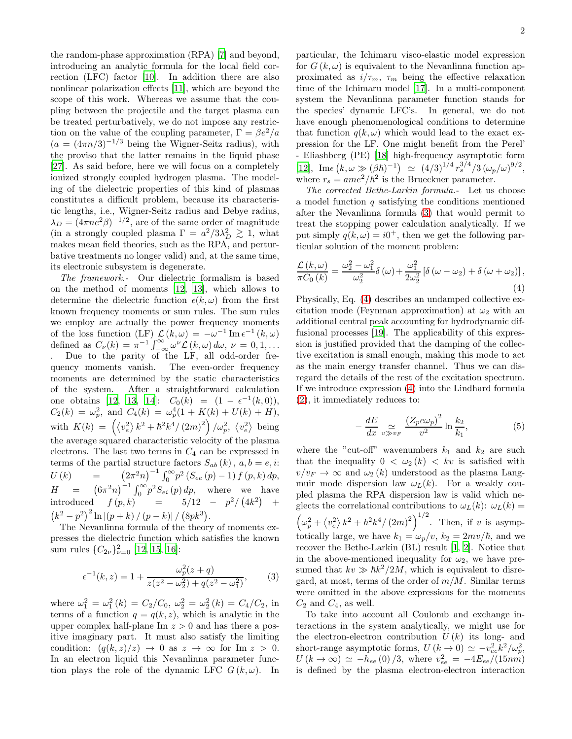the random-phase approximation (RPA) [7] and beyond, introducing an analytic formula for the local field correction (LFC) factor [10]. In addition there are also nonlinear polarization effects [11], which are beyond the scope of this work. Whereas we assume that the coupling between the projectile and the target plasma can be treated perturbatively, we do not impose any restriction on the value of the coupling parameter, $\Gamma = \beta e^2/a$ ($a = (4\pi n/3)^{-1/3}$ being the Wigner-Seitz radius), with the proviso that the latter remains in the liquid phase [27]. As said before, here we will focus on a completely ionized strongly coupled hydrogen plasma. The modeling of the dielectric properties of this kind of plasmas constitutes a difficult problem, because its characteristic lengths, i.e., Wigner-Seitz radius and Debye radius, $\lambda_D = (4\pi n e^2 \beta)^{-1/2}$, are of the same order of magnitude (in a strongly coupled plasma $\Gamma = a^2/3\lambda_D^2 \gtrsim 1$, what makes mean field theories, such as the RPA, and perturbative treatments no longer valid) and, at the same time, its electronic subsystem is degenerate.

*The framework.-* Our dielectric formalism is based on the method of moments [12, 13], which allows to determine the dielectric function $\epsilon(k,\omega)$ from the first known frequency moments or sum rules. The sum rules we employ are actually the power frequency moments of the loss function (LF) $\mathcal{L}(k,\omega) = -\omega^{-1}\,\mathrm{Im}\,\epsilon^{-1}(k,\omega)$ defined as $C_\nu(k) = \pi^{-1}\int_{-\infty}^{\infty}\omega^\nu \mathcal{L}(k,\omega)\,d\omega$, $\nu = 0,1,\ldots$ . Due to the parity of the LF, all odd-order frequency moments vanish. The even-order frequency moments are determined by the static characteristics of the system. After a straightforward calculation one obtains [12, 13, 14]: $C_0(k) = (1 - \epsilon^{-1}(k,0))$, $C_2(k) = \omega_p^2$, and $C_4(k) = \omega_p^4(1 + K(k) + U(k) + H)$, with $K(k) = \left(\langle v_e^2\rangle k^2 + \hbar^2 k^4/(2m)^2\right)/\omega_p^2$, $\langle v_e^2\rangle$ being the average squared characteristic velocity of the plasma electrons. The last two terms in $C_4$ can be expressed in terms of the partial structure factors $S_{ab}(k)$, $a,b = e,i$: $U(k) = \left(2\pi^2 n\right)^{-1}\int_0^\infty p^2\left(S_{ee}(p) - 1\right) f(p,k)\,dp$, $H = \left(6\pi^2 n\right)^{-1}\int_0^\infty p^2 S_{ei}(p)\,dp$, where we have introduced $f(p,k) = 5/12 - p^2/\left(4k^2\right) + \left(k^2 - p^2\right)^2 \ln|(p+k)/(p-k)|/\left(8pk^3\right)$.

The Nevanlinna formula of the theory of moments expresses the dielectric function which satisfies the known sum rules $\{C_{2\nu}\}_{\nu=0}^2$ [12, 15, 16]:

$$\epsilon^{-1}(k,z) = 1 + \frac{\omega_p^2(z+q)}{z(z^2-\omega_2^2) + q(z^2-\omega_1^2)}, \qquad (3)$$

where $\omega_1^2 = \omega_1^2(k) = C_2/C_0$, $\omega_2^2 = \omega_2^2(k) = C_4/C_2$, in terms of a function $q = q(k,z)$, which is analytic in the upper complex half-plane $\mathrm{Im}\, z > 0$ and has there a positive imaginary part. It must also satisfy the limiting condition: $(q(k,z)/z) \to 0$ as $z \to \infty$ for $\mathrm{Im}\, z > 0$. In an electron liquid this Nevanlinna parameter function plays the role of the dynamic LFC $G(k,\omega)$. In particular, the Ichimaru visco-elastic model expression for $G(k,\omega)$ is equivalent to the Nevanlinna function approximated as $i/\tau_m$, $\tau_m$ being the effective relaxation time of the Ichimaru model [17]. In a multi-component system the Nevanlinna parameter function stands for the species' dynamic LFC's. In general, we do not have enough phenomenological conditions to determine that function $q(k,\omega)$ which would lead to the exact expression for the LF. One might benefit from the Perel' - Eliashberg (PE) [18] high-frequency asymptotic form [12], $\mathrm{Im}\epsilon\left(k,\omega \gg (\beta\hbar)^{-1}\right) \simeq (4/3)^{1/4} r_s^{3/4}/3\,(\omega_p/\omega)^{9/2}$, where $r_s = ame^2/\hbar^2$ is the Brueckner parameter.

*The corrected Bethe-Larkin formula.-* Let us choose a model function $q$ satisfying the conditions mentioned after the Nevanlinna formula (3) that would permit to treat the stopping power calculation analytically. If we put simply $q(k,\omega) = i0^+$, then we get the following particular solution of the moment problem:

$$\frac{\mathcal{L}(k,\omega)}{\pi C_0(k)} = \frac{\omega_2^2 - \omega_1^2}{\omega_2^2}\delta(\omega) + \frac{\omega_1^2}{2\omega_2^2}\left[\delta(\omega-\omega_2) + \delta(\omega+\omega_2)\right], \qquad (4)$$

Physically, Eq. (4) describes an undamped collective excitation mode (Feynman approximation) at $\omega_2$ with an additional central peak accounting for hydrodynamic diffusional processes [19]. The applicability of this expression is justified provided that the damping of the collective excitation is small enough, making this mode to act as the main energy transfer channel. Thus we can disregard the details of the rest of the excitation spectrum. If we introduce expression (4) into the Lindhard formula (2), it immediately reduces to:

$$-\frac{dE}{dx} \underset{v \gg v_F}{\simeq} \frac{(Z_p e \omega_p)^2}{v^2}\ln\frac{k_2}{k_1}, \qquad (5)$$

where the "cut-off" wavenumbers $k_1$ and $k_2$ are such that the inequality $0 < \omega_2(k) < kv$ is satisfied with $v/v_F \to \infty$ and $\omega_2(k)$ understood as the plasma Langmuir mode dispersion law $\omega_L(k)$. For a weakly coupled plasma the RPA dispersion law is valid which neglects the correlational contributions to $\omega_L(k)$: $\omega_L(k) = \left(\omega_p^2 + \langle v_e^2\rangle k^2 + \hbar^2 k^4/(2m)^2\right)^{1/2}$. Then, if $v$ is asymptotically large, we have $k_1 = \omega_p/v$, $k_2 = 2mv/\hbar$, and we recover the Bethe-Larkin (BL) result [1, 2]. Notice that in the above-mentioned inequality for $\omega_2$, we have presumed that $kv \gg \hbar k^2/2M$, which is equivalent to disregard, at most, terms of the order of $m/M$. Similar terms were omitted in the above expressions for the moments $C_2$ and $C_4$, as well.

To take into account all Coulomb and exchange interactions in the system analytically, we might use for the electron-electron contribution $U(k)$ its long- and short-range asymptotic forms, $U(k \to 0) \simeq -v_{ee}^2 k^2/\omega_p^2$, $U(k \to \infty) \simeq -h_{ee}(0)/3$, where $v_{ee}^2 = -4E_{ee}/(15nm)$ is defined by the plasma electron-electron interaction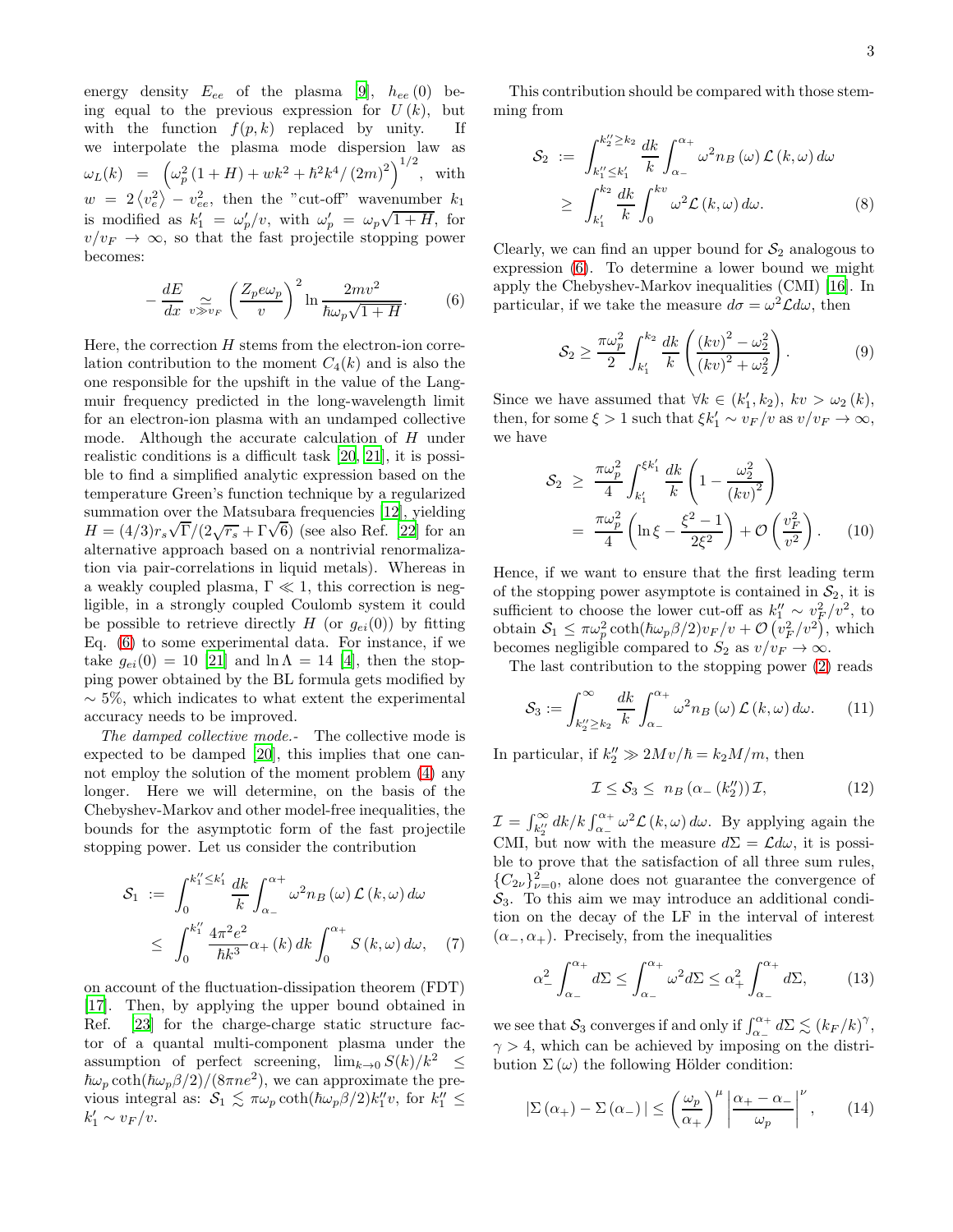energy density $E_{ee}$ of the plasma [9], $h_{ee}(0)$ being equal to the previous expression for $U(k)$, but with the function $f(p,k)$ replaced by unity. If we interpolate the plasma mode dispersion law as $\omega_L(k) = \left(\omega_p^2(1+H) + wk^2 + \hbar^2 k^4/(2m)^2\right)^{1/2}$, with $w = 2\langle v_e^2\rangle - v_{ee}^2$, then the "cut-off" wavenumber $k_1$ is modified as $k_1' = \omega_p'/v$, with $\omega_p' = \omega_p\sqrt{1+H}$, for $v/v_F \to \infty$, so that the fast projectile stopping power becomes:

$$-\frac{dE}{dx} \underset{v\gg v_F}{\simeq} \left(\frac{Z_p e\omega_p}{v}\right)^2 \ln\frac{2mv^2}{\hbar\omega_p\sqrt{1+H}}. \qquad (6)$$

Here, the correction $H$ stems from the electron-ion correlation contribution to the moment $C_4(k)$ and is also the one responsible for the upshift in the value of the Langmuir frequency predicted in the long-wavelength limit for an electron-ion plasma with an undamped collective mode. Although the accurate calculation of $H$ under realistic conditions is a difficult task [20, 21], it is possible to find a simplified analytic expression based on the temperature Green's function technique by a regularized summation over the Matsubara frequencies [12], yielding $H = (4/3)r_s\sqrt{\Gamma}/(2\sqrt{r_s}+\Gamma\sqrt{6})$ (see also Ref. [22] for an alternative approach based on a nontrivial renormalization via pair-correlations in liquid metals). Whereas in a weakly coupled plasma, $\Gamma \ll 1$, this correction is negligible, in a strongly coupled Coulomb system it could be possible to retrieve directly $H$ (or $g_{ei}(0)$) by fitting Eq. (6) to some experimental data. For instance, if we take $g_{ei}(0) = 10$ [21] and $\ln\Lambda = 14$ [4], then the stopping power obtained by the BL formula gets modified by $\sim 5\%$, which indicates to what extent the experimental accuracy needs to be improved.

*The damped collective mode.-* The collective mode is expected to be damped [20], this implies that one cannot employ the solution of the moment problem (4) any longer. Here we will determine, on the basis of the Chebyshev-Markov and other model-free inequalities, the bounds for the asymptotic form of the fast projectile stopping power. Let us consider the contribution

$$\begin{aligned}\mathcal{S}_1 &:= \int_0^{k_1''\le k_1'}\frac{dk}{k}\int_{\alpha_-}^{\alpha+}\omega^2 n_B(\omega)\,\mathcal{L}(k,\omega)\,d\omega \\ &\le \int_0^{k_1''}\frac{4\pi^2 e^2}{\hbar k^3}\alpha_+(k)\,dk\int_0^{\alpha_+}S(k,\omega)\,d\omega, \quad (7)\end{aligned}$$

on account of the fluctuation-dissipation theorem (FDT) [17]. Then, by applying the upper bound obtained in Ref. [23] for the charge-charge static structure factor of a quantal multi-component plasma under the assumption of perfect screening, $\lim_{k\to 0} S(k)/k^2 \le \hbar\omega_p\coth(\hbar\omega_p\beta/2)/(8\pi n e^2)$, we can approximate the previous integral as: $\mathcal{S}_1 \lesssim \pi\omega_p\coth(\hbar\omega_p\beta/2)k_1''v$, for $k_1'' \le k_1' \sim v_F/v$.

This contribution should be compared with those stemming from

$$\begin{aligned}\mathcal{S}_2 &:= \int_{k_1''\le k_1'}^{k_2''\ge k_2}\frac{dk}{k}\int_{\alpha_-}^{\alpha_+}\omega^2 n_B(\omega)\,\mathcal{L}(k,\omega)\,d\omega \\ &\ge \int_{k_1'}^{k_2}\frac{dk}{k}\int_0^{kv}\omega^2\mathcal{L}(k,\omega)\,d\omega. \quad (8)\end{aligned}$$

Clearly, we can find an upper bound for $\mathcal{S}_2$ analogous to expression (6). To determine a lower bound we might apply the Chebyshev-Markov inequalities (CMI) [16]. In particular, if we take the measure $d\sigma = \omega^2\mathcal{L}d\omega$, then

$$\mathcal{S}_2 \ge \frac{\pi\omega_p^2}{2}\int_{k_1'}^{k_2}\frac{dk}{k}\left(\frac{(kv)^2-\omega_2^2}{(kv)^2+\omega_2^2}\right). \qquad (9)$$

Since we have assumed that $\forall k\in(k_1',k_2)$, $kv > \omega_2(k)$, then, for some $\xi > 1$ such that $\xi k_1' \sim v_F/v$ as $v/v_F \to \infty$, we have

$$\begin{aligned}\mathcal{S}_2 &\ge \frac{\pi\omega_p^2}{4}\int_{k_1'}^{\xi k_1'}\frac{dk}{k}\left(1-\frac{\omega_2^2}{(kv)^2}\right) \\ &= \frac{\pi\omega_p^2}{4}\left(\ln\xi - \frac{\xi^2-1}{2\xi^2}\right) + \mathcal{O}\left(\frac{v_F^2}{v^2}\right). \quad (10)\end{aligned}$$

Hence, if we want to ensure that the first leading term of the stopping power asymptote is contained in $\mathcal{S}_2$, it is sufficient to choose the lower cut-off as $k_1'' \sim v_F^2/v^2$, to obtain $\mathcal{S}_1 \le \pi\omega_p^2\coth(\hbar\omega_p\beta/2)v_F/v + \mathcal{O}\left(v_F^2/v^2\right)$, which becomes negligible compared to $S_2$ as $v/v_F \to \infty$.

The last contribution to the stopping power (2) reads

$$\mathcal{S}_3 := \int_{k_2''\ge k_2}^{\infty}\frac{dk}{k}\int_{\alpha_-}^{\alpha_+}\omega^2 n_B(\omega)\,\mathcal{L}(k,\omega)\,d\omega. \qquad (11)$$

In particular, if $k_2'' \gg 2Mv/\hbar = k_2 M/m$, then

$$\mathcal{I} \le \mathcal{S}_3 \le n_B(\alpha_-(k_2''))\,\mathcal{I}, \qquad (12)$$

$\mathcal{I} = \int_{k_2''}^{\infty}dk/k\int_{\alpha_-}^{\alpha_+}\omega^2\mathcal{L}(k,\omega)\,d\omega$. By applying again the CMI, but now with the measure $d\Sigma = \mathcal{L}d\omega$, it is possible to prove that the satisfaction of all three sum rules, $\{C_{2\nu}\}_{\nu=0}^{2}$, alone does not guarantee the convergence of $\mathcal{S}_3$. To this aim we may introduce an additional condition on the decay of the LF in the interval of interest $(\alpha_-,\alpha_+)$. Precisely, from the inequalities

$$\alpha_-^2\int_{\alpha_-}^{\alpha_+}d\Sigma \le \int_{\alpha_-}^{\alpha_+}\omega^2 d\Sigma \le \alpha_+^2\int_{\alpha_-}^{\alpha_+}d\Sigma, \qquad (13)$$

we see that $\mathcal{S}_3$ converges if and only if $\int_{\alpha_-}^{\alpha_+}d\Sigma \lesssim (k_F/k)^\gamma$, $\gamma > 4$, which can be achieved by imposing on the distribution $\Sigma(\omega)$ the following Hölder condition:

$$|\Sigma(\alpha_+) - \Sigma(\alpha_-)| \le \left(\frac{\omega_p}{\alpha_+}\right)^{\mu}\left|\frac{\alpha_+ - \alpha_-}{\omega_p}\right|^{\nu}, \qquad (14)$$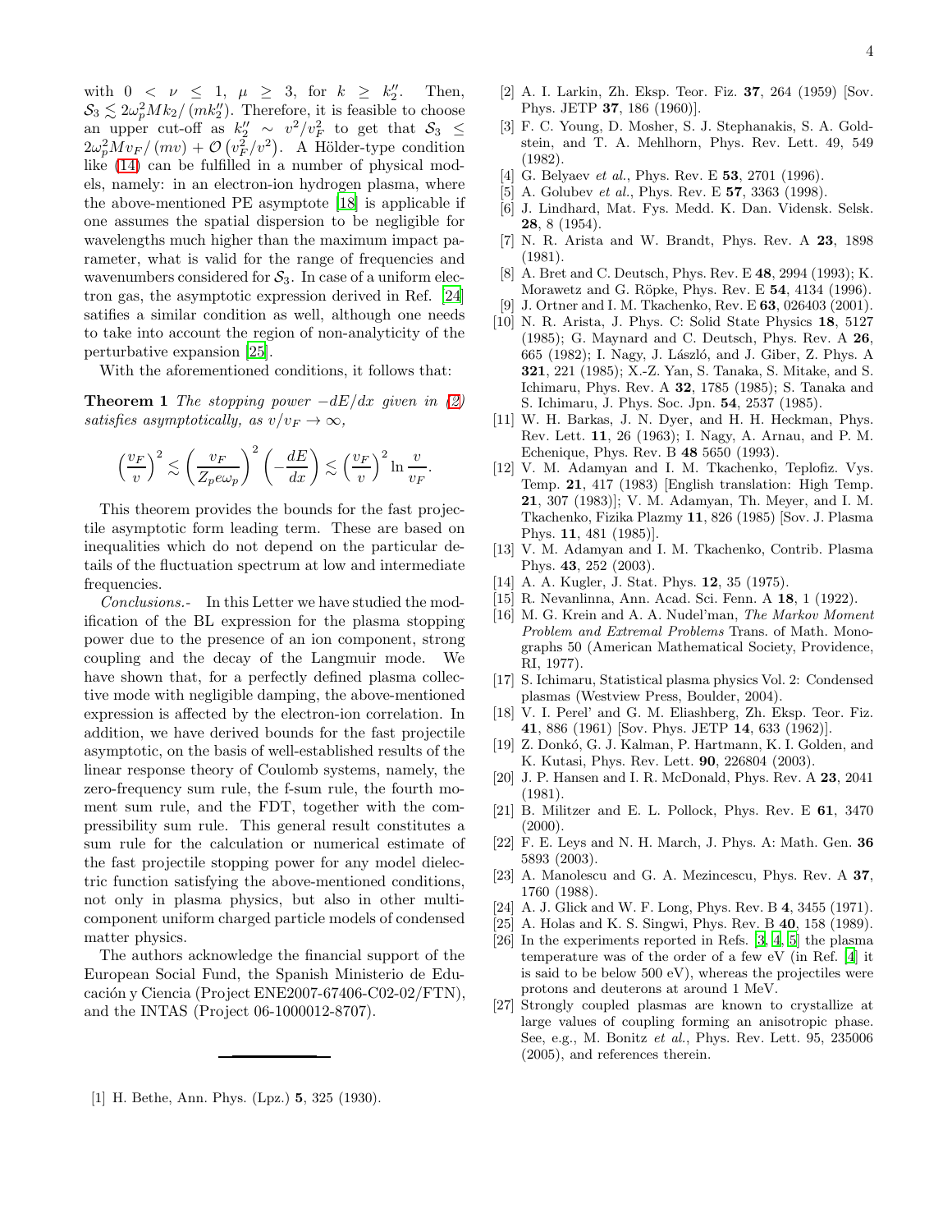with $0 < \nu \leq 1$, $\mu \geq 3$, for $k \geq k_2''$. Then, $\mathcal{S}_3 \lesssim 2\omega_p^2 M k_2/(mk_2'')$. Therefore, it is feasible to choose an upper cut-off as $k_2'' \sim v^2/v_F^2$ to get that $\mathcal{S}_3 \leq 2\omega_p^2 M v_F/(mv) + \mathcal{O}\left(v_F^2/v^2\right)$. A Hölder-type condition like (14) can be fulfilled in a number of physical models, namely: in an electron-ion hydrogen plasma, where the above-mentioned PE asymptote [18] is applicable if one assumes the spatial dispersion to be negligible for wavelengths much higher than the maximum impact parameter, what is valid for the range of frequencies and wavenumbers considered for $\mathcal{S}_3$. In case of a uniform electron gas, the asymptotic expression derived in Ref. [24] satifies a similar condition as well, although one needs to take into account the region of non-analyticity of the perturbative expansion [25].

With the aforementioned conditions, it follows that:

**Theorem 1** *The stopping power $-dE/dx$ given in (2) satisfies asymptotically, as $v/v_F \to \infty$,*

$$\left(\frac{v_F}{v}\right)^2 \lesssim \left(\frac{v_F}{Z_p e \omega_p}\right)^2 \left(-\frac{dE}{dx}\right) \lesssim \left(\frac{v_F}{v}\right)^2 \ln\frac{v}{v_F}.$$

This theorem provides the bounds for the fast projectile asymptotic form leading term. These are based on inequalities which do not depend on the particular details of the fluctuation spectrum at low and intermediate frequencies.

*Conclusions.-* In this Letter we have studied the modification of the BL expression for the plasma stopping power due to the presence of an ion component, strong coupling and the decay of the Langmuir mode. We have shown that, for a perfectly defined plasma collective mode with negligible damping, the above-mentioned expression is affected by the electron-ion correlation. In addition, we have derived bounds for the fast projectile asymptotic, on the basis of well-established results of the linear response theory of Coulomb systems, namely, the zero-frequency sum rule, the f-sum rule, the fourth moment sum rule, and the FDT, together with the compressibility sum rule. This general result constitutes a sum rule for the calculation or numerical estimate of the fast projectile stopping power for any model dielectric function satisfying the above-mentioned conditions, not only in plasma physics, but also in other multicomponent uniform charged particle models of condensed matter physics.

The authors acknowledge the financial support of the European Social Fund, the Spanish Ministerio de Educación y Ciencia (Project ENE2007-67406-C02-02/FTN), and the INTAS (Project 06-1000012-8707).

---

[1] H. Bethe, Ann. Phys. (Lpz.) **5**, 325 (1930).

[2] A. I. Larkin, Zh. Eksp. Teor. Fiz. **37**, 264 (1959) [Sov. Phys. JETP **37**, 186 (1960)].

[3] F. C. Young, D. Mosher, S. J. Stephanakis, S. A. Goldstein, and T. A. Mehlhorn, Phys. Rev. Lett. 49, 549 (1982).

[4] G. Belyaev *et al.*, Phys. Rev. E **53**, 2701 (1996).

[5] A. Golubev *et al.*, Phys. Rev. E **57**, 3363 (1998).

[6] J. Lindhard, Mat. Fys. Medd. K. Dan. Vidensk. Selsk. **28**, 8 (1954).

[7] N. R. Arista and W. Brandt, Phys. Rev. A **23**, 1898 (1981).

[8] A. Bret and C. Deutsch, Phys. Rev. E **48**, 2994 (1993); K. Morawetz and G. Röpke, Phys. Rev. E **54**, 4134 (1996).

[9] J. Ortner and I. M. Tkachenko, Rev. E **63**, 026403 (2001).

[10] N. R. Arista, J. Phys. C: Solid State Physics **18**, 5127 (1985); G. Maynard and C. Deutsch, Phys. Rev. A **26**, 665 (1982); I. Nagy, J. László, and J. Giber, Z. Phys. A **321**, 221 (1985); X.-Z. Yan, S. Tanaka, S. Mitake, and S. Ichimaru, Phys. Rev. A **32**, 1785 (1985); S. Tanaka and S. Ichimaru, J. Phys. Soc. Jpn. **54**, 2537 (1985).

[11] W. H. Barkas, J. N. Dyer, and H. H. Heckman, Phys. Rev. Lett. **11**, 26 (1963); I. Nagy, A. Arnau, and P. M. Echenique, Phys. Rev. B **48** 5650 (1993).

[12] V. M. Adamyan and I. M. Tkachenko, Teplofiz. Vys. Temp. **21**, 417 (1983) [English translation: High Temp. **21**, 307 (1983)]; V. M. Adamyan, Th. Meyer, and I. M. Tkachenko, Fizika Plazmy **11**, 826 (1985) [Sov. J. Plasma Phys. **11**, 481 (1985)].

[13] V. M. Adamyan and I. M. Tkachenko, Contrib. Plasma Phys. **43**, 252 (2003).

[14] A. A. Kugler, J. Stat. Phys. **12**, 35 (1975).

[15] R. Nevanlinna, Ann. Acad. Sci. Fenn. A **18**, 1 (1922).

[16] M. G. Krein and A. A. Nudel'man, *The Markov Moment Problem and Extremal Problems* Trans. of Math. Monographs 50 (American Mathematical Society, Providence, RI, 1977).

[17] S. Ichimaru, Statistical plasma physics Vol. 2: Condensed plasmas (Westview Press, Boulder, 2004).

[18] V. I. Perel' and G. M. Eliashberg, Zh. Eksp. Teor. Fiz. **41**, 886 (1961) [Sov. Phys. JETP **14**, 633 (1962)].

[19] Z. Donkó, G. J. Kalman, P. Hartmann, K. I. Golden, and K. Kutasi, Phys. Rev. Lett. **90**, 226804 (2003).

[20] J. P. Hansen and I. R. McDonald, Phys. Rev. A **23**, 2041 (1981).

[21] B. Militzer and E. L. Pollock, Phys. Rev. E **61**, 3470 (2000).

[22] F. E. Leys and N. H. March, J. Phys. A: Math. Gen. **36** 5893 (2003).

[23] A. Manolescu and G. A. Mezincescu, Phys. Rev. A **37**, 1760 (1988).

[24] A. J. Glick and W. F. Long, Phys. Rev. B **4**, 3455 (1971).

[25] A. Holas and K. S. Singwi, Phys. Rev. B **40**, 158 (1989).

[26] In the experiments reported in Refs. [3, 4, 5] the plasma temperature was of the order of a few eV (in Ref. [4] it is said to be below 500 eV), whereas the projectiles were protons and deuterons at around 1 MeV.

[27] Strongly coupled plasmas are known to crystallize at large values of coupling forming an anisotropic phase. See, e.g., M. Bonitz *et al.*, Phys. Rev. Lett. 95, 235006 (2005), and references therein.